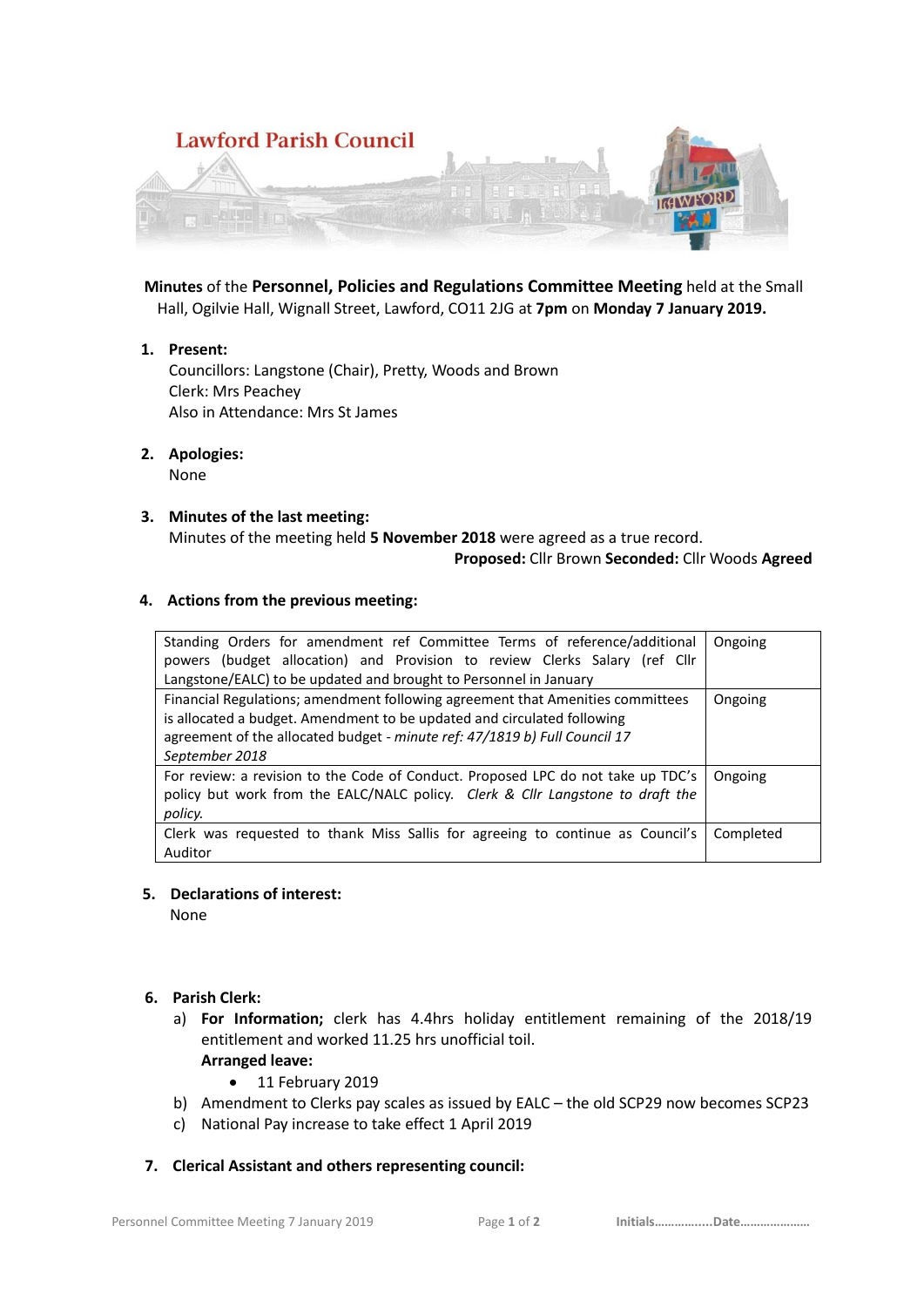Lawford Parish Council

**Minutes** of the **Personnel, Policies and Regulations Committee Meeting** held at the Small Hall, Ogilvie Hall, Wignall Street, Lawford, CO11 2JG at **7pm** on **Monday 7 January 2019.**

1. **Present:**
   Councillors: Langstone (Chair), Pretty, Woods and Brown
   Clerk: Mrs Peachey
   Also in Attendance: Mrs St James

2. **Apologies:**
   None

3. **Minutes of the last meeting:**
   Minutes of the meeting held **5 November 2018** were agreed as a true record.
   **Proposed:** Cllr Brown **Seconded:** Cllr Woods **Agreed**

4. **Actions from the previous meeting:**

| Action | Status |
|---|---|
| Standing Orders for amendment ref Committee Terms of reference/additional powers (budget allocation) and Provision to review Clerks Salary (ref Cllr Langstone/EALC) to be updated and brought to Personnel in January | Ongoing |
| Financial Regulations; amendment following agreement that Amenities committees is allocated a budget. Amendment to be updated and circulated following agreement of the allocated budget - *minute ref: 47/1819 b) Full Council 17 September 2018* | Ongoing |
| For review: a revision to the Code of Conduct. Proposed LPC do not take up TDC's policy but work from the EALC/NALC policy. *Clerk & Cllr Langstone to draft the policy.* | Ongoing |
| Clerk was requested to thank Miss Sallis for agreeing to continue as Council's Auditor | Completed |

5. **Declarations of interest:**
   None

6. **Parish Clerk:**
   a) **For Information;** clerk has 4.4hrs holiday entitlement remaining of the 2018/19 entitlement and worked 11.25 hrs unofficial toil.
      **Arranged leave:**
      - 11 February 2019
   b) Amendment to Clerks pay scales as issued by EALC – the old SCP29 now becomes SCP23
   c) National Pay increase to take effect 1 April 2019

7. **Clerical Assistant and others representing council:**

Initials……………..Date…………………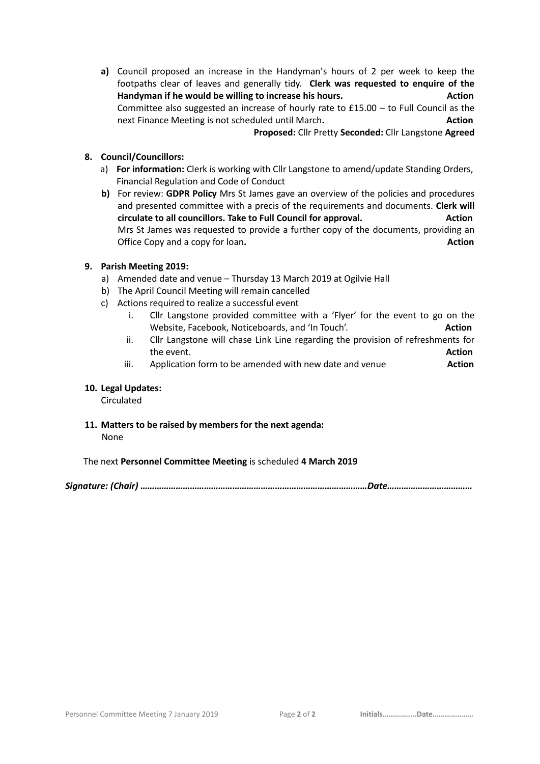**a)** Council proposed an increase in the Handyman's hours of 2 per week to keep the footpaths clear of leaves and generally tidy. **Clerk was requested to enquire of the Handyman if he would be willing to increase his hours.** **Action**
Committee also suggested an increase of hourly rate to £15.00 – to Full Council as the next Finance Meeting is not scheduled until March**.** **Action**
**Proposed:** Cllr Pretty **Seconded:** Cllr Langstone **Agreed**

**8. Council/Councillors:**

a) **For information:** Clerk is working with Cllr Langstone to amend/update Standing Orders, Financial Regulation and Code of Conduct

**b)** For review: **GDPR Policy** Mrs St James gave an overview of the policies and procedures and presented committee with a precis of the requirements and documents. **Clerk will circulate to all councillors. Take to Full Council for approval.** **Action**
Mrs St James was requested to provide a further copy of the documents, providing an Office Copy and a copy for loan**.** **Action**

**9. Parish Meeting 2019:**

a) Amended date and venue – Thursday 13 March 2019 at Ogilvie Hall

b) The April Council Meeting will remain cancelled

c) Actions required to realize a successful event

   i. Cllr Langstone provided committee with a 'Flyer' for the event to go on the Website, Facebook, Noticeboards, and 'In Touch'. **Action**

   ii. Cllr Langstone will chase Link Line regarding the provision of refreshments for the event. **Action**

   iii. Application form to be amended with new date and venue **Action**

**10. Legal Updates:**
Circulated

**11. Matters to be raised by members for the next agenda:**
None

The next **Personnel Committee Meeting** is scheduled **4 March 2019**

***Signature: (Chair) ……………………………………………………………………………………Date………………………………***